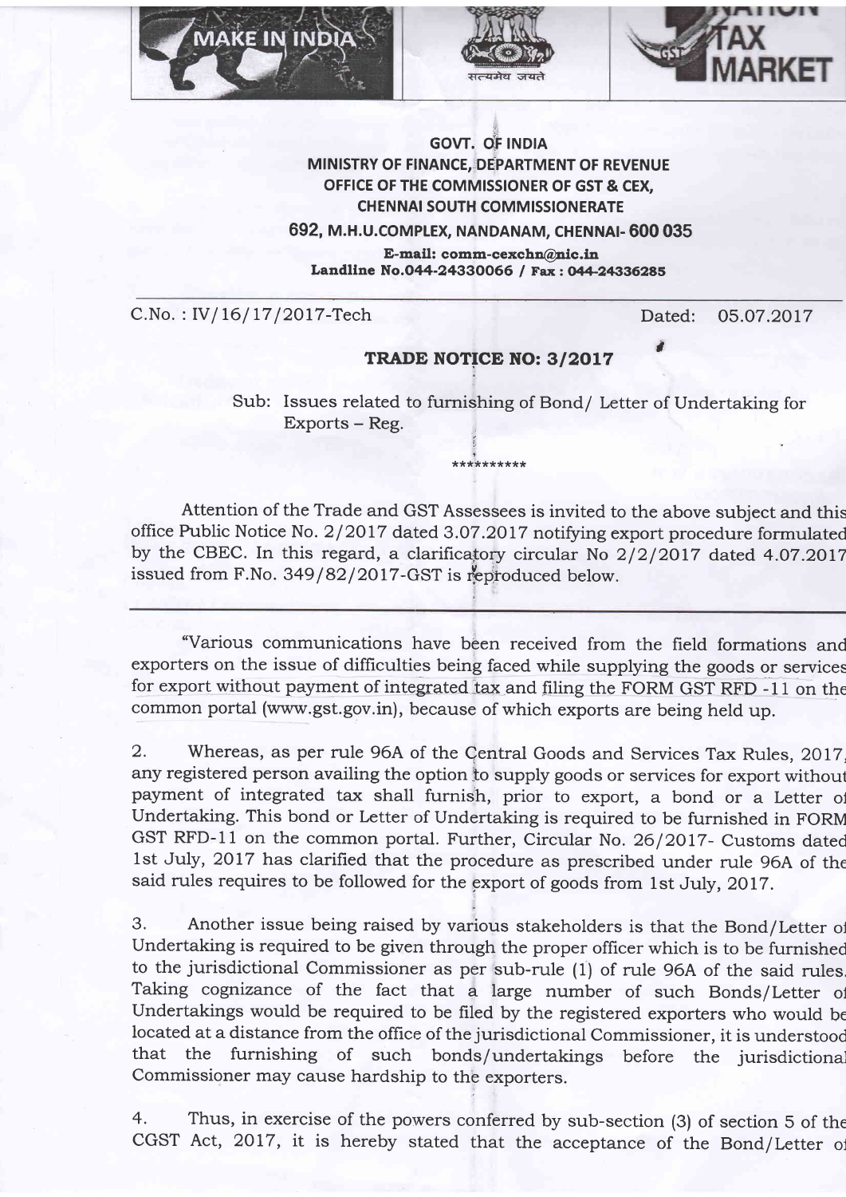**GOVT. OF INDIA**
**MINISTRY OF FINANCE, DEPARTMENT OF REVENUE**
**OFFICE OF THE COMMISSIONER OF GST & CEX,**
**CHENNAI SOUTH COMMISSIONERATE**
**692, M.H.U.COMPLEX, NANDANAM, CHENNAI- 600 035**
**E-mail: comm-cexchn@nic.in**
**Landline No.044-24330066 / Fax : 044-24336285**

C.No. : IV/16/17/2017-Tech　　　　　　　　　　　　Dated: 05.07.2017

## TRADE NOTICE NO: 3/2017

Sub: Issues related to furnishing of Bond/ Letter of Undertaking for Exports – Reg.

**********

Attention of the Trade and GST Assessees is invited to the above subject and this office Public Notice No. 2/2017 dated 3.07.2017 notifying export procedure formulated by the CBEC. In this regard, a clarificatory circular No 2/2/2017 dated 4.07.2017 issued from F.No. 349/82/2017-GST is reproduced below.

---

"Various communications have been received from the field formations and exporters on the issue of difficulties being faced while supplying the goods or services for export without payment of integrated tax and filing the FORM GST RFD -11 on the common portal (www.gst.gov.in), because of which exports are being held up.

2. Whereas, as per rule 96A of the Central Goods and Services Tax Rules, 2017, any registered person availing the option to supply goods or services for export without payment of integrated tax shall furnish, prior to export, a bond or a Letter of Undertaking. This bond or Letter of Undertaking is required to be furnished in FORM GST RFD-11 on the common portal. Further, Circular No. 26/2017- Customs dated 1st July, 2017 has clarified that the procedure as prescribed under rule 96A of the said rules requires to be followed for the export of goods from 1st July, 2017.

3. Another issue being raised by various stakeholders is that the Bond/Letter of Undertaking is required to be given through the proper officer which is to be furnished to the jurisdictional Commissioner as per sub-rule (1) of rule 96A of the said rules. Taking cognizance of the fact that a large number of such Bonds/Letter of Undertakings would be required to be filed by the registered exporters who would be located at a distance from the office of the jurisdictional Commissioner, it is understood that the furnishing of such bonds/undertakings before the jurisdictional Commissioner may cause hardship to the exporters.

4. Thus, in exercise of the powers conferred by sub-section (3) of section 5 of the CGST Act, 2017, it is hereby stated that the acceptance of the Bond/Letter of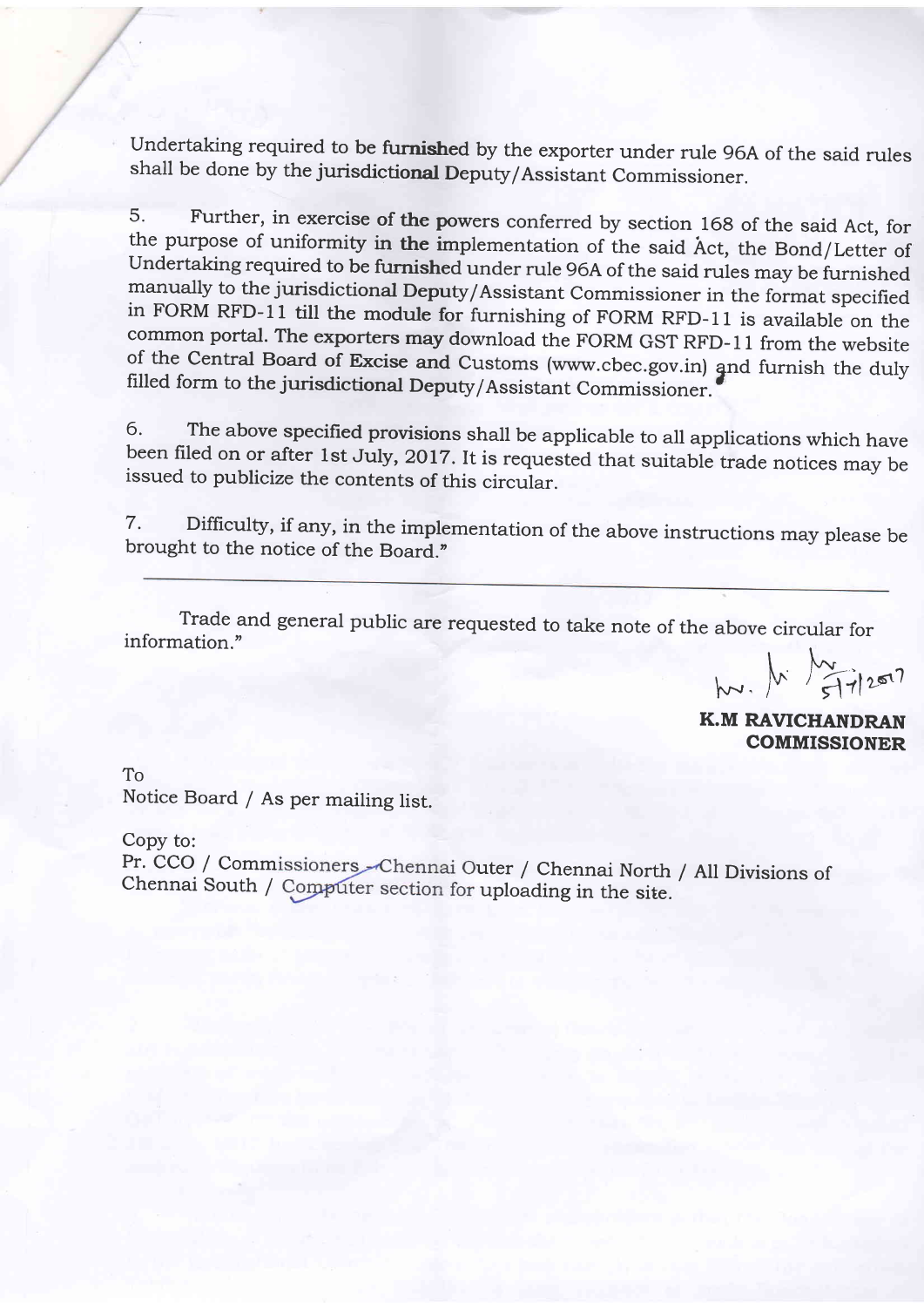Undertaking required to be furnished by the exporter under rule 96A of the said rules shall be done by the jurisdictional Deputy/Assistant Commissioner.

5. Further, in exercise of the powers conferred by section 168 of the said Act, for the purpose of uniformity in the implementation of the said Act, the Bond/Letter of Undertaking required to be furnished under rule 96A of the said rules may be furnished manually to the jurisdictional Deputy/Assistant Commissioner in the format specified in FORM RFD-11 till the module for furnishing of FORM RFD-11 is available on the common portal. The exporters may download the FORM GST RFD-11 from the website of the Central Board of Excise and Customs (www.cbec.gov.in) and furnish the duly filled form to the jurisdictional Deputy/Assistant Commissioner.

6. The above specified provisions shall be applicable to all applications which have been filed on or after 1st July, 2017. It is requested that suitable trade notices may be issued to publicize the contents of this circular.

7. Difficulty, if any, in the implementation of the above instructions may please be brought to the notice of the Board."

---

Trade and general public are requested to take note of the above circular for information."

5/7/2017

**K.M RAVICHANDRAN**
**COMMISSIONER**

To
Notice Board / As per mailing list.

Copy to:
Pr. CCO / Commissioners - Chennai Outer / Chennai North / All Divisions of Chennai South / Computer section for uploading in the site.